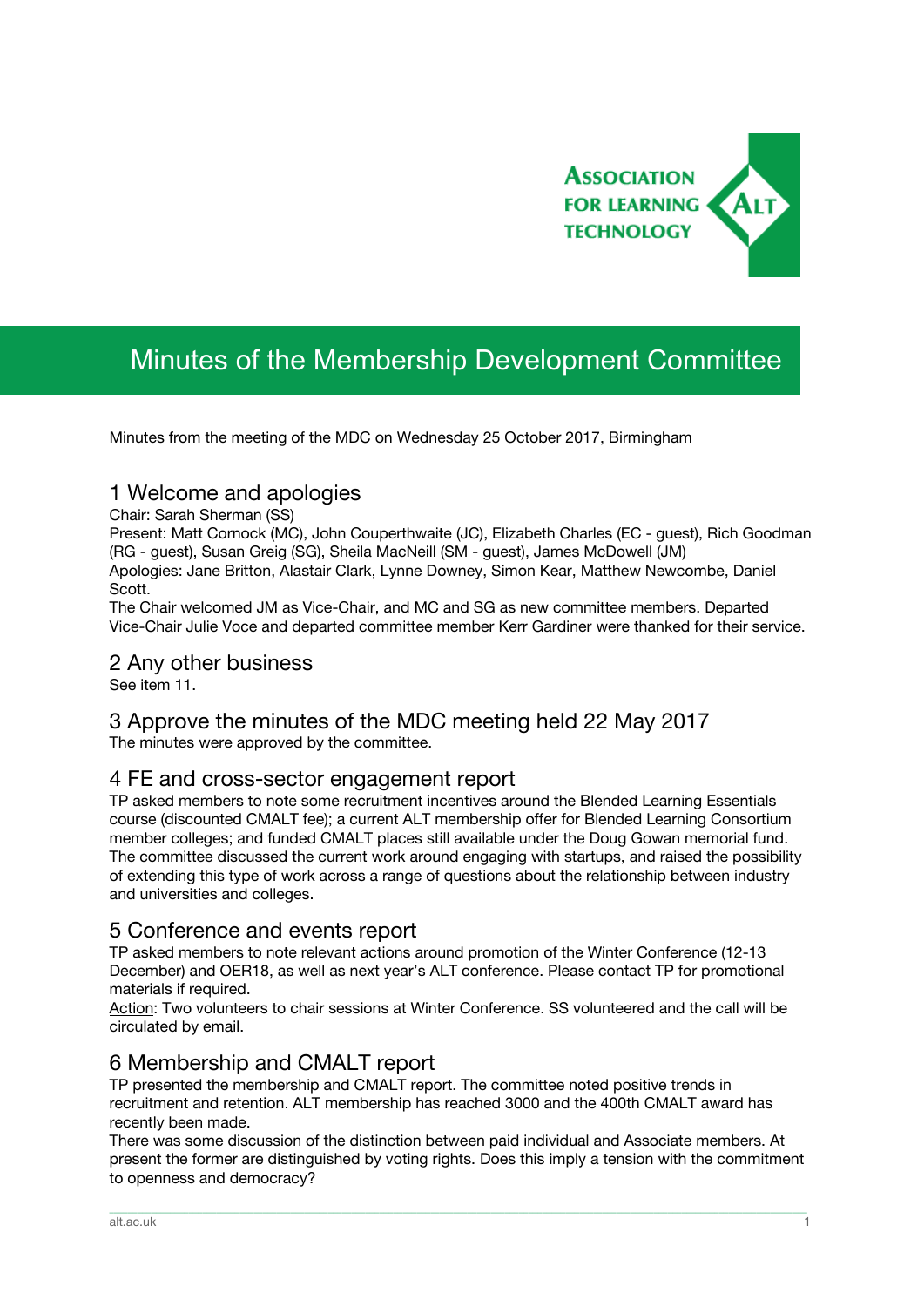# Minutes of the Membership Development Committee

Minutes from the meeting of the MDC on Wednesday 25 October 2017, Birmingham

## 1 Welcome and apologies

Chair: Sarah Sherman (SS)
Present: Matt Cornock (MC), John Couperthwaite (JC), Elizabeth Charles (EC - guest), Rich Goodman (RG - guest), Susan Greig (SG), Sheila MacNeill (SM - guest), James McDowell (JM)
Apologies: Jane Britton, Alastair Clark, Lynne Downey, Simon Kear, Matthew Newcombe, Daniel Scott.
The Chair welcomed JM as Vice-Chair, and MC and SG as new committee members. Departed Vice-Chair Julie Voce and departed committee member Kerr Gardiner were thanked for their service.

## 2 Any other business

See item 11.

## 3 Approve the minutes of the MDC meeting held 22 May 2017

The minutes were approved by the committee.

## 4 FE and cross-sector engagement report

TP asked members to note some recruitment incentives around the Blended Learning Essentials course (discounted CMALT fee); a current ALT membership offer for Blended Learning Consortium member colleges; and funded CMALT places still available under the Doug Gowan memorial fund.
The committee discussed the current work around engaging with startups, and raised the possibility of extending this type of work across a range of questions about the relationship between industry and universities and colleges.

## 5 Conference and events report

TP asked members to note relevant actions around promotion of the Winter Conference (12-13 December) and OER18, as well as next year's ALT conference. Please contact TP for promotional materials if required.
Action: Two volunteers to chair sessions at Winter Conference. SS volunteered and the call will be circulated by email.

## 6 Membership and CMALT report

TP presented the membership and CMALT report. The committee noted positive trends in recruitment and retention. ALT membership has reached 3000 and the 400th CMALT award has recently been made.
There was some discussion of the distinction between paid individual and Associate members. At present the former are distinguished by voting rights. Does this imply a tension with the commitment to openness and democracy?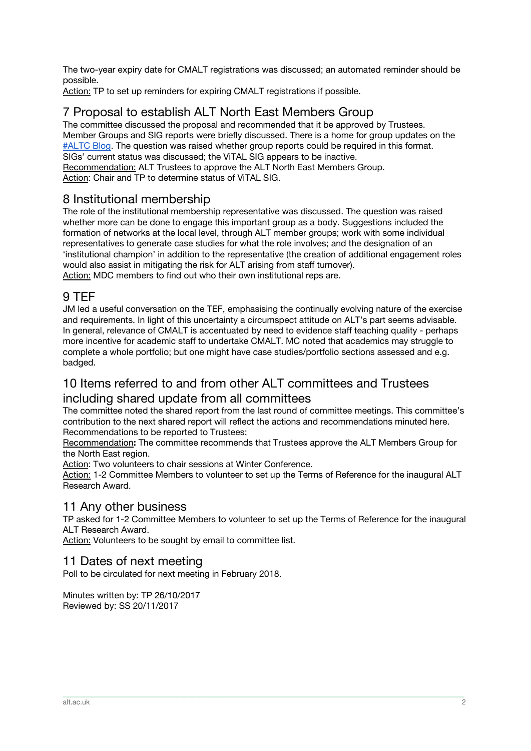The two-year expiry date for CMALT registrations was discussed; an automated reminder should be possible.
Action: TP to set up reminders for expiring CMALT registrations if possible.

## 7 Proposal to establish ALT North East Members Group

The committee discussed the proposal and recommended that it be approved by Trustees.
Member Groups and SIG reports were briefly discussed. There is a home for group updates on the #ALTC Blog. The question was raised whether group reports could be required in this format.
SIGs' current status was discussed; the ViTAL SIG appears to be inactive.
Recommendation: ALT Trustees to approve the ALT North East Members Group.
Action: Chair and TP to determine status of ViTAL SIG.

## 8 Institutional membership

The role of the institutional membership representative was discussed. The question was raised whether more can be done to engage this important group as a body. Suggestions included the formation of networks at the local level, through ALT member groups; work with some individual representatives to generate case studies for what the role involves; and the designation of an 'institutional champion' in addition to the representative (the creation of additional engagement roles would also assist in mitigating the risk for ALT arising from staff turnover).
Action: MDC members to find out who their own institutional reps are.

## 9 TEF

JM led a useful conversation on the TEF, emphasising the continually evolving nature of the exercise and requirements. In light of this uncertainty a circumspect attitude on ALT's part seems advisable. In general, relevance of CMALT is accentuated by need to evidence staff teaching quality - perhaps more incentive for academic staff to undertake CMALT. MC noted that academics may struggle to complete a whole portfolio; but one might have case studies/portfolio sections assessed and e.g. badged.

## 10 Items referred to and from other ALT committees and Trustees including shared update from all committees

The committee noted the shared report from the last round of committee meetings. This committee's contribution to the next shared report will reflect the actions and recommendations minuted here.
Recommendations to be reported to Trustees:
Recommendation**:** The committee recommends that Trustees approve the ALT Members Group for the North East region.
Action: Two volunteers to chair sessions at Winter Conference.
Action: 1-2 Committee Members to volunteer to set up the Terms of Reference for the inaugural ALT Research Award.

## 11 Any other business

TP asked for 1-2 Committee Members to volunteer to set up the Terms of Reference for the inaugural ALT Research Award.
Action: Volunteers to be sought by email to committee list.

## 11 Dates of next meeting

Poll to be circulated for next meeting in February 2018.

Minutes written by: TP 26/10/2017
Reviewed by: SS 20/11/2017